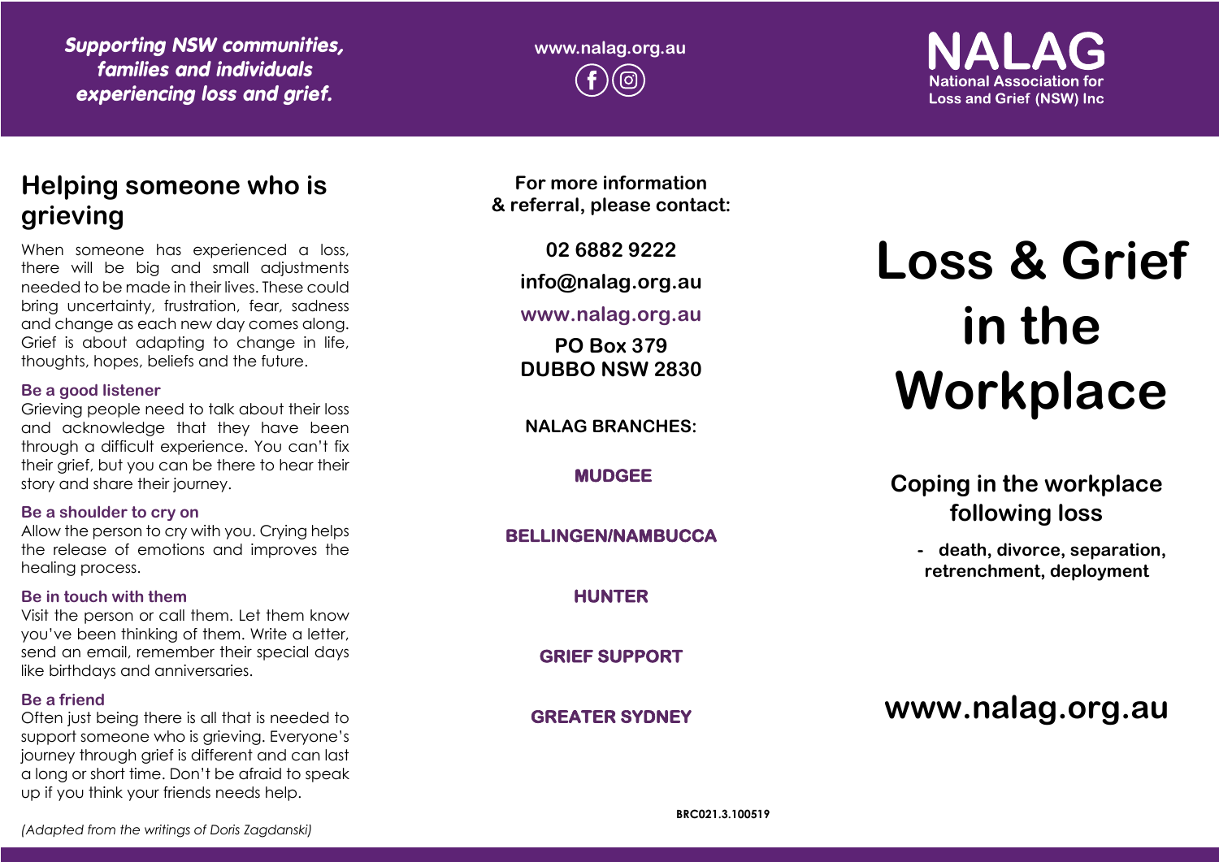*Supporting NSW communities, families and individuals experiencing loss and grief.*

www.nalag.org.au

**NALAG**
National Association for Loss and Grief (NSW) Inc

## Helping someone who is grieving

When someone has experienced a loss, there will be big and small adjustments needed to be made in their lives. These could bring uncertainty, frustration, fear, sadness and change as each new day comes along. Grief is about adapting to change in life, thoughts, hopes, beliefs and the future.

### Be a good listener

Grieving people need to talk about their loss and acknowledge that they have been through a difficult experience. You can't fix their grief, but you can be there to hear their story and share their journey.

### Be a shoulder to cry on

Allow the person to cry with you. Crying helps the release of emotions and improves the healing process.

### Be in touch with them

Visit the person or call them. Let them know you've been thinking of them. Write a letter, send an email, remember their special days like birthdays and anniversaries.

### Be a friend

Often just being there is all that is needed to support someone who is grieving. Everyone's journey through grief is different and can last a long or short time. Don't be afraid to speak up if you think your friends needs help.

*(Adapted from the writings of Doris Zagdanski)*

**For more information & referral, please contact:**

**02 6882 9222**

**info@nalag.org.au**

**www.nalag.org.au**

**PO Box 379**
**DUBBO NSW 2830**

**NALAG BRANCHES:**

**MUDGEE**

**BELLINGEN/NAMBUCCA**

**HUNTER**

**GRIEF SUPPORT**

**GREATER SYDNEY**

BRC021.3.100519

# Loss & Grief in the Workplace

## Coping in the workplace following loss

- **death, divorce, separation, retrenchment, deployment**

**www.nalag.org.au**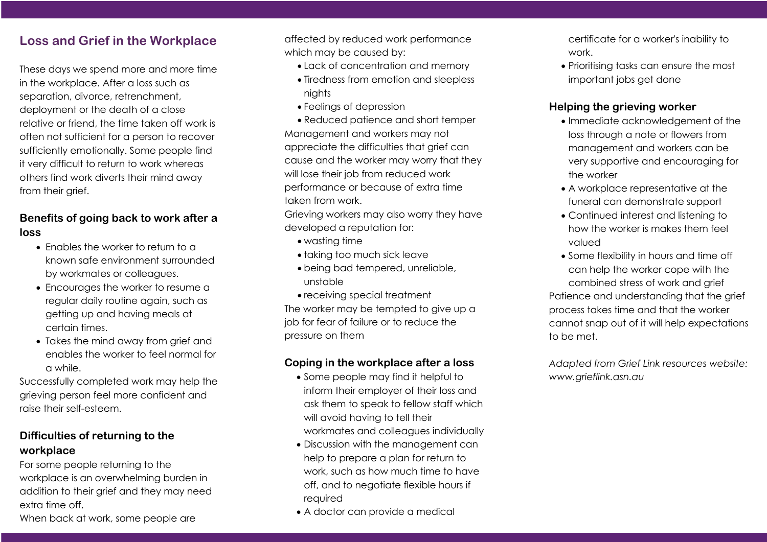## Loss and Grief in the Workplace

These days we spend more and more time in the workplace. After a loss such as separation, divorce, retrenchment, deployment or the death of a close relative or friend, the time taken off work is often not sufficient for a person to recover sufficiently emotionally. Some people find it very difficult to return to work whereas others find work diverts their mind away from their grief.

### Benefits of going back to work after a loss

- Enables the worker to return to a known safe environment surrounded by workmates or colleagues.
- Encourages the worker to resume a regular daily routine again, such as getting up and having meals at certain times.
- Takes the mind away from grief and enables the worker to feel normal for a while.

Successfully completed work may help the grieving person feel more confident and raise their self-esteem.

### Difficulties of returning to the workplace

For some people returning to the workplace is an overwhelming burden in addition to their grief and they may need extra time off.

When back at work, some people are affected by reduced work performance which may be caused by:

- Lack of concentration and memory
- Tiredness from emotion and sleepless nights
- Feelings of depression
- Reduced patience and short temper

Management and workers may not appreciate the difficulties that grief can cause and the worker may worry that they will lose their job from reduced work performance or because of extra time taken from work.

Grieving workers may also worry they have developed a reputation for:

- wasting time
- taking too much sick leave
- being bad tempered, unreliable, unstable
- receiving special treatment

The worker may be tempted to give up a job for fear of failure or to reduce the pressure on them

### Coping in the workplace after a loss

- Some people may find it helpful to inform their employer of their loss and ask them to speak to fellow staff which will avoid having to tell their workmates and colleagues individually
- Discussion with the management can help to prepare a plan for return to work, such as how much time to have off, and to negotiate flexible hours if required
- A doctor can provide a medical certificate for a worker's inability to work.
- Prioritising tasks can ensure the most important jobs get done

### Helping the grieving worker

- Immediate acknowledgement of the loss through a note or flowers from management and workers can be very supportive and encouraging for the worker
- A workplace representative at the funeral can demonstrate support
- Continued interest and listening to how the worker is makes them feel valued
- Some flexibility in hours and time off can help the worker cope with the combined stress of work and grief

Patience and understanding that the grief process takes time and that the worker cannot snap out of it will help expectations to be met.

*Adapted from Grief Link resources website: www.grieflink.asn.au*